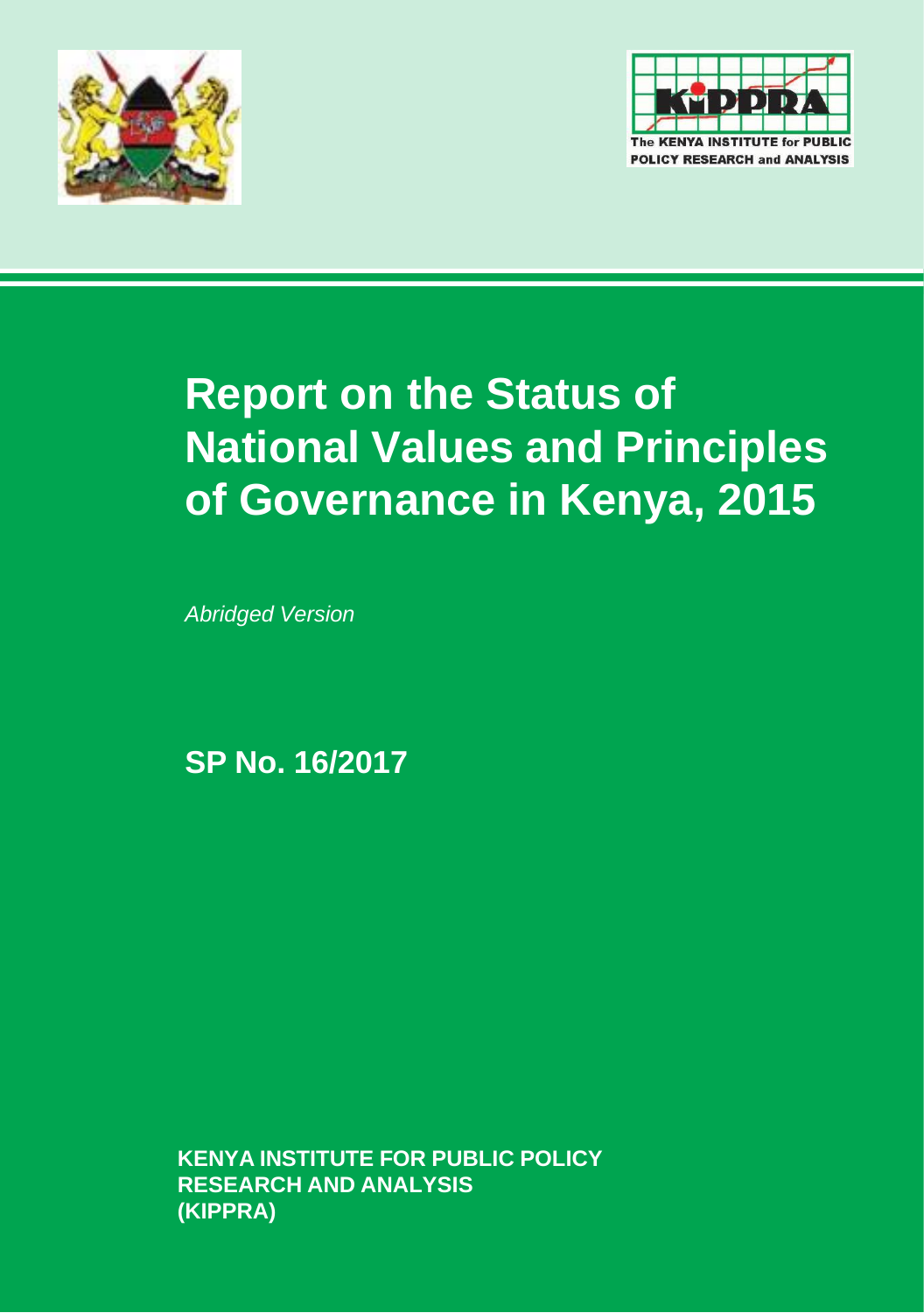# Report on the Status of National Values and Principles of Governance in Kenya, 2015

*Abridged Version*

**SP No. 16/2017**

**KENYA INSTITUTE FOR PUBLIC POLICY RESEARCH AND ANALYSIS (KIPPRA)**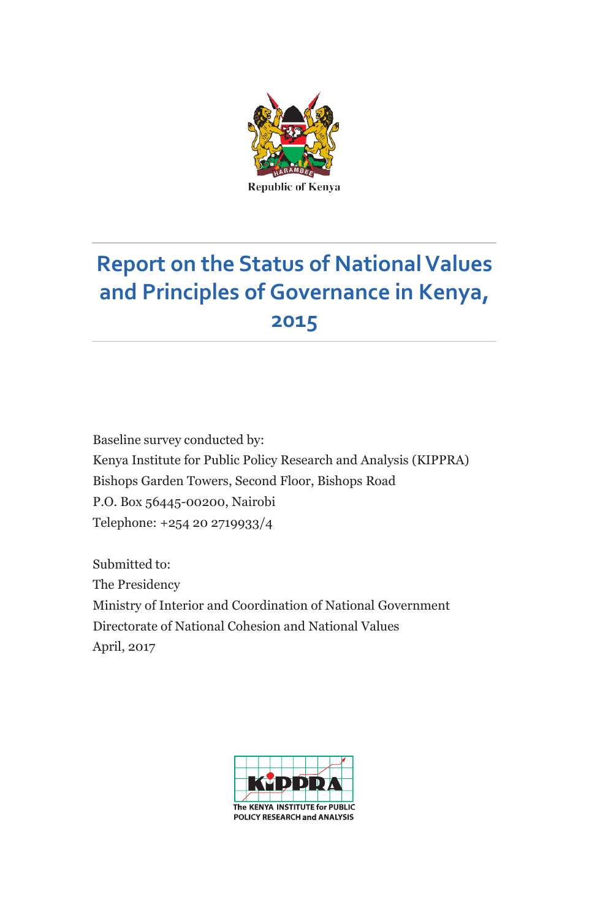Republic of Kenya

# Report on the Status of National Values and Principles of Governance in Kenya, 2015

Baseline survey conducted by:
Kenya Institute for Public Policy Research and Analysis (KIPPRA)
Bishops Garden Towers, Second Floor, Bishops Road
P.O. Box 56445-00200, Nairobi
Telephone: +254 20 2719933/4

Submitted to:
The Presidency
Ministry of Interior and Coordination of National Government
Directorate of National Cohesion and National Values
April, 2017

The KENYA INSTITUTE for PUBLIC POLICY RESEARCH and ANALYSIS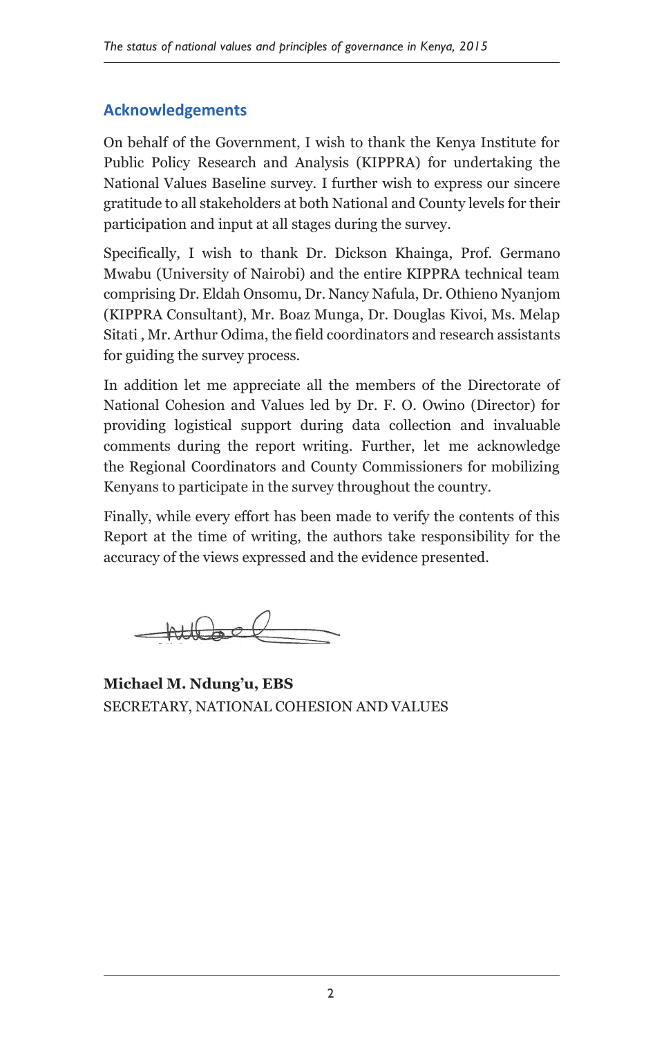## Acknowledgements

On behalf of the Government, I wish to thank the Kenya Institute for Public Policy Research and Analysis (KIPPRA) for undertaking the National Values Baseline survey. I further wish to express our sincere gratitude to all stakeholders at both National and County levels for their participation and input at all stages during the survey.

Specifically, I wish to thank Dr. Dickson Khainga, Prof. Germano Mwabu (University of Nairobi) and the entire KIPPRA technical team comprising Dr. Eldah Onsomu, Dr. Nancy Nafula, Dr. Othieno Nyanjom (KIPPRA Consultant), Mr. Boaz Munga, Dr. Douglas Kivoi, Ms. Melap Sitati , Mr. Arthur Odima, the field coordinators and research assistants for guiding the survey process.

In addition let me appreciate all the members of the Directorate of National Cohesion and Values led by Dr. F. O. Owino (Director) for providing logistical support during data collection and invaluable comments during the report writing. Further, let me acknowledge the Regional Coordinators and County Commissioners for mobilizing Kenyans to participate in the survey throughout the country.

Finally, while every effort has been made to verify the contents of this Report at the time of writing, the authors take responsibility for the accuracy of the views expressed and the evidence presented.

**Michael M. Ndung'u, EBS**
SECRETARY, NATIONAL COHESION AND VALUES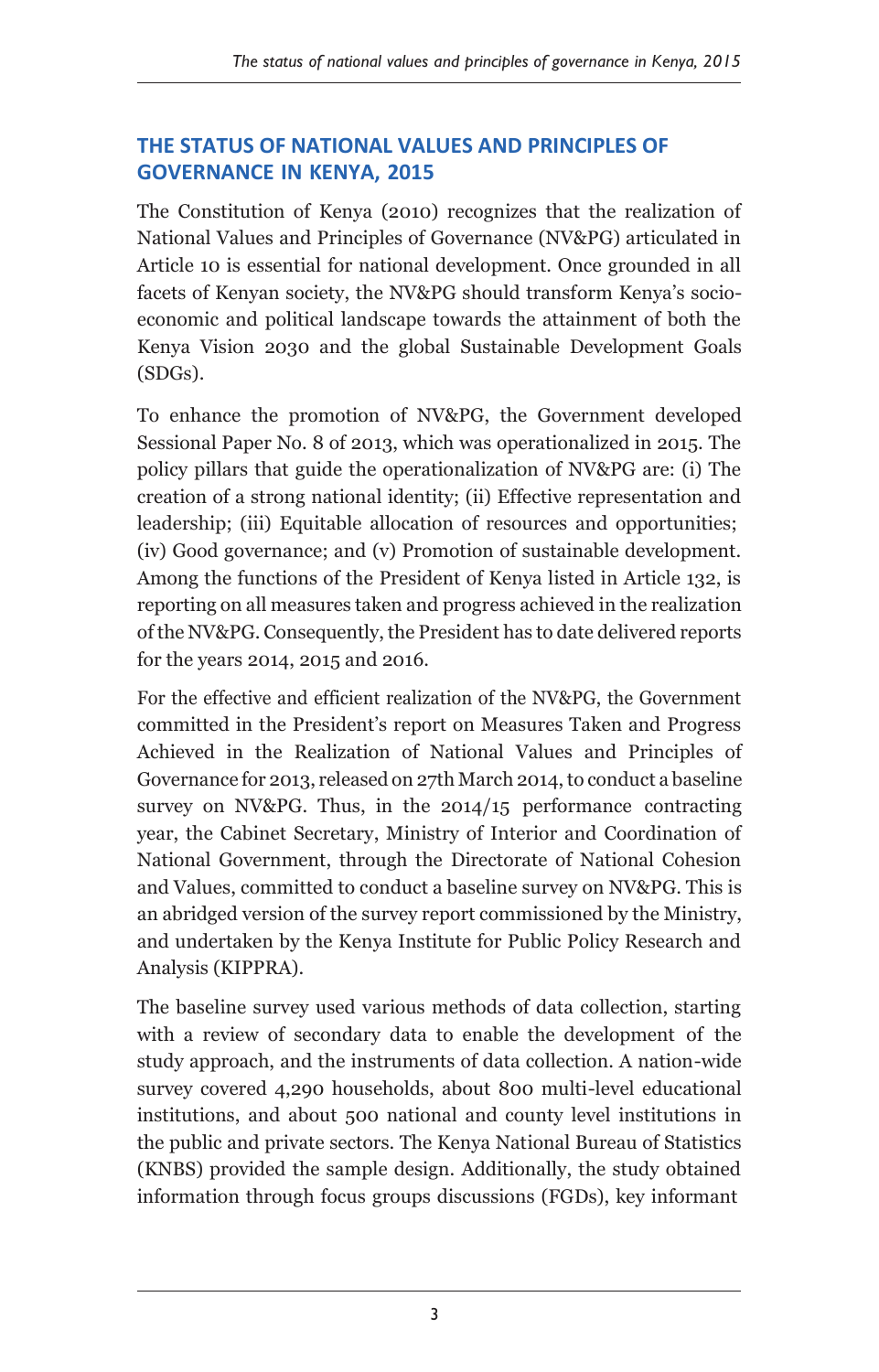## THE STATUS OF NATIONAL VALUES AND PRINCIPLES OF GOVERNANCE IN KENYA, 2015

The Constitution of Kenya (2010) recognizes that the realization of National Values and Principles of Governance (NV&PG) articulated in Article 10 is essential for national development. Once grounded in all facets of Kenyan society, the NV&PG should transform Kenya's socio-economic and political landscape towards the attainment of both the Kenya Vision 2030 and the global Sustainable Development Goals (SDGs).

To enhance the promotion of NV&PG, the Government developed Sessional Paper No. 8 of 2013, which was operationalized in 2015. The policy pillars that guide the operationalization of NV&PG are: (i) The creation of a strong national identity; (ii) Effective representation and leadership; (iii) Equitable allocation of resources and opportunities; (iv) Good governance; and (v) Promotion of sustainable development. Among the functions of the President of Kenya listed in Article 132, is reporting on all measures taken and progress achieved in the realization of the NV&PG. Consequently, the President has to date delivered reports for the years 2014, 2015 and 2016.

For the effective and efficient realization of the NV&PG, the Government committed in the President's report on Measures Taken and Progress Achieved in the Realization of National Values and Principles of Governance for 2013, released on 27th March 2014, to conduct a baseline survey on NV&PG. Thus, in the 2014/15 performance contracting year, the Cabinet Secretary, Ministry of Interior and Coordination of National Government, through the Directorate of National Cohesion and Values, committed to conduct a baseline survey on NV&PG. This is an abridged version of the survey report commissioned by the Ministry, and undertaken by the Kenya Institute for Public Policy Research and Analysis (KIPPRA).

The baseline survey used various methods of data collection, starting with a review of secondary data to enable the development of the study approach, and the instruments of data collection. A nation-wide survey covered 4,290 households, about 800 multi-level educational institutions, and about 500 national and county level institutions in the public and private sectors. The Kenya National Bureau of Statistics (KNBS) provided the sample design. Additionally, the study obtained information through focus groups discussions (FGDs), key informant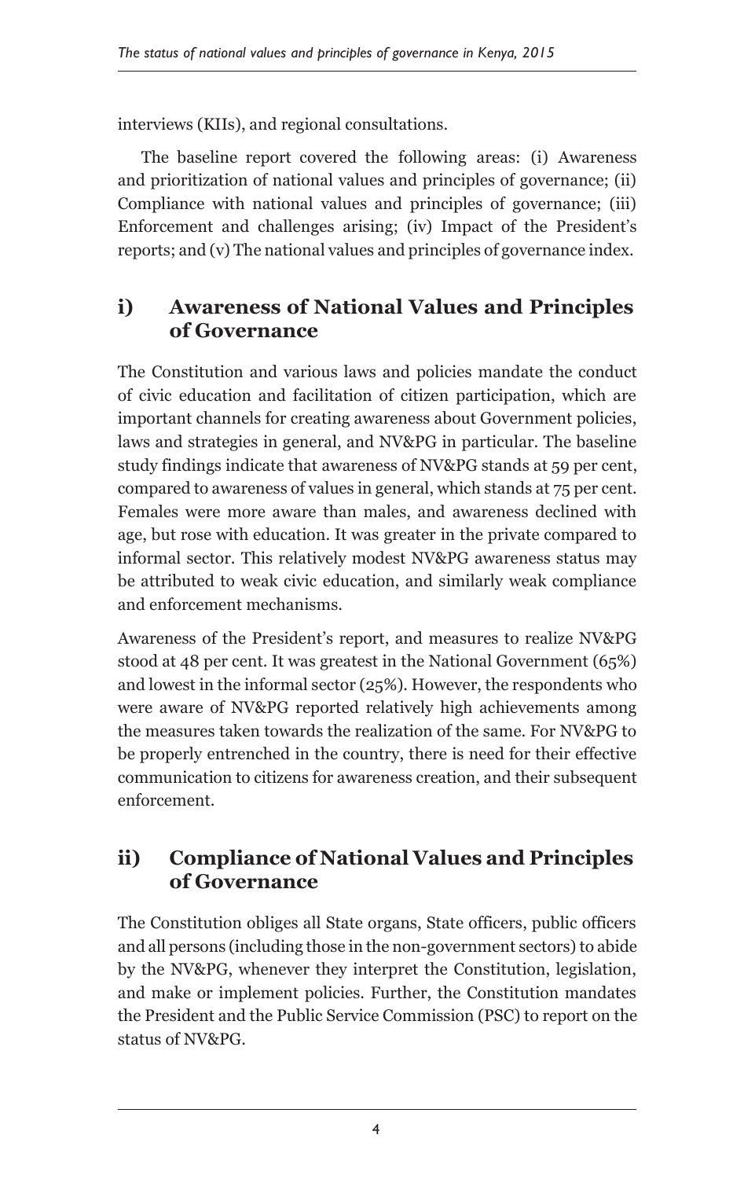interviews (KIIs), and regional consultations.

The baseline report covered the following areas: (i) Awareness and prioritization of national values and principles of governance; (ii) Compliance with national values and principles of governance; (iii) Enforcement and challenges arising; (iv) Impact of the President's reports; and (v) The national values and principles of governance index.

## i) Awareness of National Values and Principles of Governance

The Constitution and various laws and policies mandate the conduct of civic education and facilitation of citizen participation, which are important channels for creating awareness about Government policies, laws and strategies in general, and NV&PG in particular. The baseline study findings indicate that awareness of NV&PG stands at 59 per cent, compared to awareness of values in general, which stands at 75 per cent. Females were more aware than males, and awareness declined with age, but rose with education. It was greater in the private compared to informal sector. This relatively modest NV&PG awareness status may be attributed to weak civic education, and similarly weak compliance and enforcement mechanisms.

Awareness of the President's report, and measures to realize NV&PG stood at 48 per cent. It was greatest in the National Government (65%) and lowest in the informal sector (25%). However, the respondents who were aware of NV&PG reported relatively high achievements among the measures taken towards the realization of the same. For NV&PG to be properly entrenched in the country, there is need for their effective communication to citizens for awareness creation, and their subsequent enforcement.

## ii) Compliance of National Values and Principles of Governance

The Constitution obliges all State organs, State officers, public officers and all persons (including those in the non-government sectors) to abide by the NV&PG, whenever they interpret the Constitution, legislation, and make or implement policies. Further, the Constitution mandates the President and the Public Service Commission (PSC) to report on the status of NV&PG.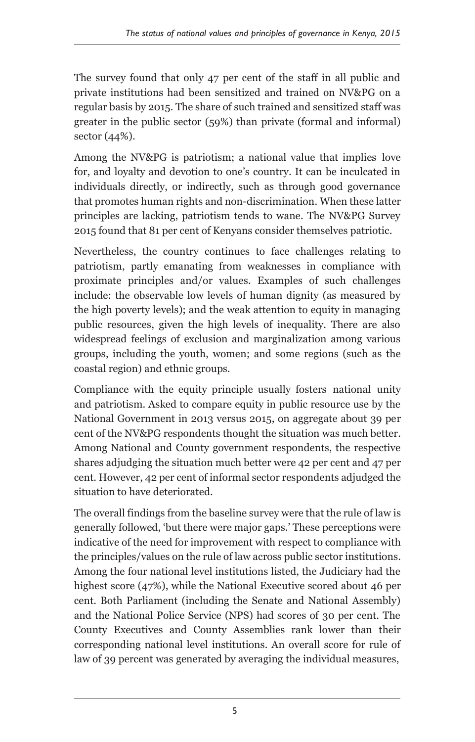The survey found that only 47 per cent of the staff in all public and private institutions had been sensitized and trained on NV&PG on a regular basis by 2015. The share of such trained and sensitized staff was greater in the public sector (59%) than private (formal and informal) sector (44%).

Among the NV&PG is patriotism; a national value that implies love for, and loyalty and devotion to one's country. It can be inculcated in individuals directly, or indirectly, such as through good governance that promotes human rights and non-discrimination. When these latter principles are lacking, patriotism tends to wane. The NV&PG Survey 2015 found that 81 per cent of Kenyans consider themselves patriotic.

Nevertheless, the country continues to face challenges relating to patriotism, partly emanating from weaknesses in compliance with proximate principles and/or values. Examples of such challenges include: the observable low levels of human dignity (as measured by the high poverty levels); and the weak attention to equity in managing public resources, given the high levels of inequality. There are also widespread feelings of exclusion and marginalization among various groups, including the youth, women; and some regions (such as the coastal region) and ethnic groups.

Compliance with the equity principle usually fosters national unity and patriotism. Asked to compare equity in public resource use by the National Government in 2013 versus 2015, on aggregate about 39 per cent of the NV&PG respondents thought the situation was much better. Among National and County government respondents, the respective shares adjudging the situation much better were 42 per cent and 47 per cent. However, 42 per cent of informal sector respondents adjudged the situation to have deteriorated.

The overall findings from the baseline survey were that the rule of law is generally followed, 'but there were major gaps.' These perceptions were indicative of the need for improvement with respect to compliance with the principles/values on the rule of law across public sector institutions. Among the four national level institutions listed, the Judiciary had the highest score (47%), while the National Executive scored about 46 per cent. Both Parliament (including the Senate and National Assembly) and the National Police Service (NPS) had scores of 30 per cent. The County Executives and County Assemblies rank lower than their corresponding national level institutions. An overall score for rule of law of 39 percent was generated by averaging the individual measures,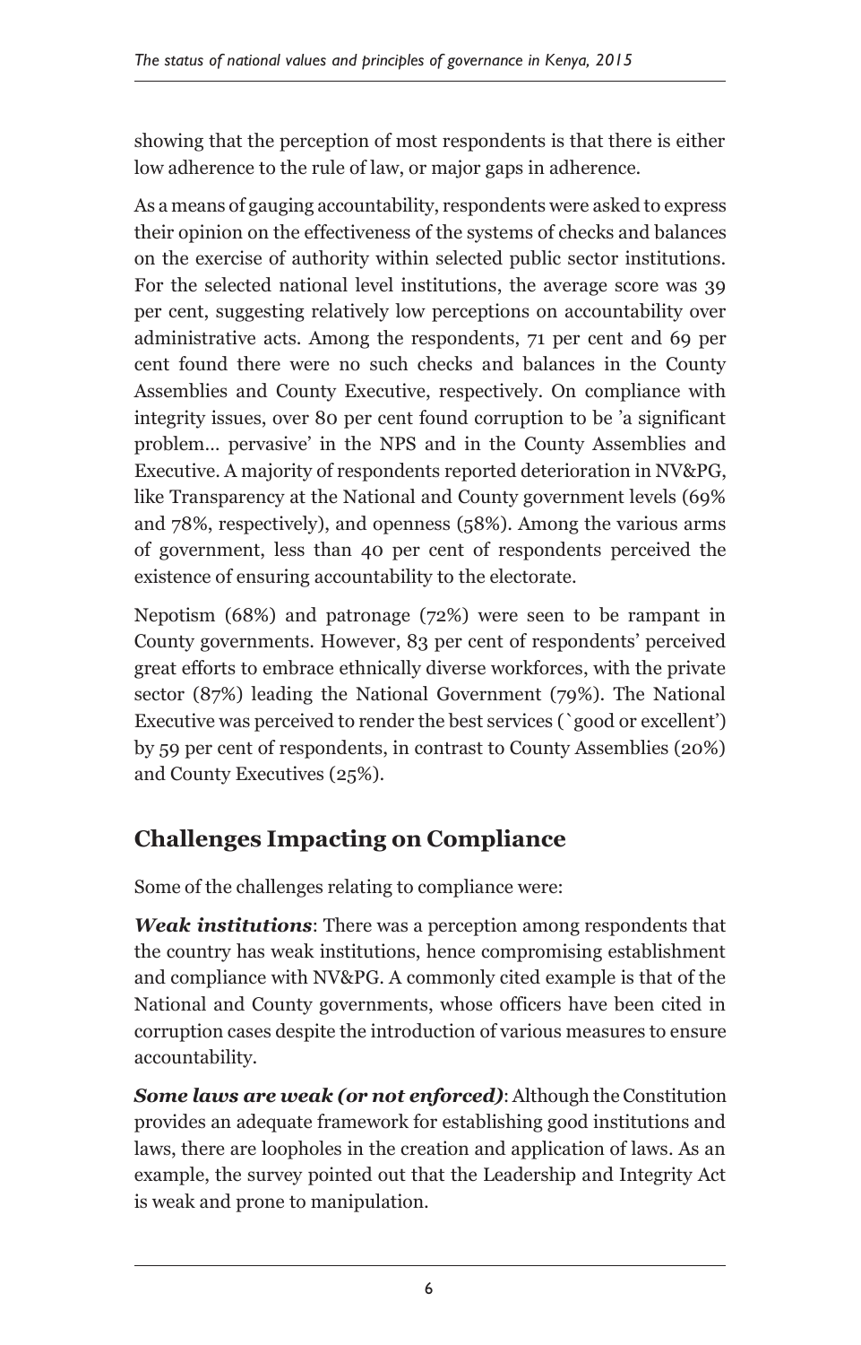showing that the perception of most respondents is that there is either low adherence to the rule of law, or major gaps in adherence.

As a means of gauging accountability, respondents were asked to express their opinion on the effectiveness of the systems of checks and balances on the exercise of authority within selected public sector institutions. For the selected national level institutions, the average score was 39 per cent, suggesting relatively low perceptions on accountability over administrative acts. Among the respondents, 71 per cent and 69 per cent found there were no such checks and balances in the County Assemblies and County Executive, respectively. On compliance with integrity issues, over 80 per cent found corruption to be 'a significant problem… pervasive' in the NPS and in the County Assemblies and Executive. A majority of respondents reported deterioration in NV&PG, like Transparency at the National and County government levels (69% and 78%, respectively), and openness (58%). Among the various arms of government, less than 40 per cent of respondents perceived the existence of ensuring accountability to the electorate.

Nepotism (68%) and patronage (72%) were seen to be rampant in County governments. However, 83 per cent of respondents' perceived great efforts to embrace ethnically diverse workforces, with the private sector (87%) leading the National Government (79%). The National Executive was perceived to render the best services (`good or excellent') by 59 per cent of respondents, in contrast to County Assemblies (20%) and County Executives (25%).

## Challenges Impacting on Compliance

Some of the challenges relating to compliance were:

***Weak institutions***: There was a perception among respondents that the country has weak institutions, hence compromising establishment and compliance with NV&PG. A commonly cited example is that of the National and County governments, whose officers have been cited in corruption cases despite the introduction of various measures to ensure accountability.

***Some laws are weak (or not enforced)***: Although the Constitution provides an adequate framework for establishing good institutions and laws, there are loopholes in the creation and application of laws. As an example, the survey pointed out that the Leadership and Integrity Act is weak and prone to manipulation.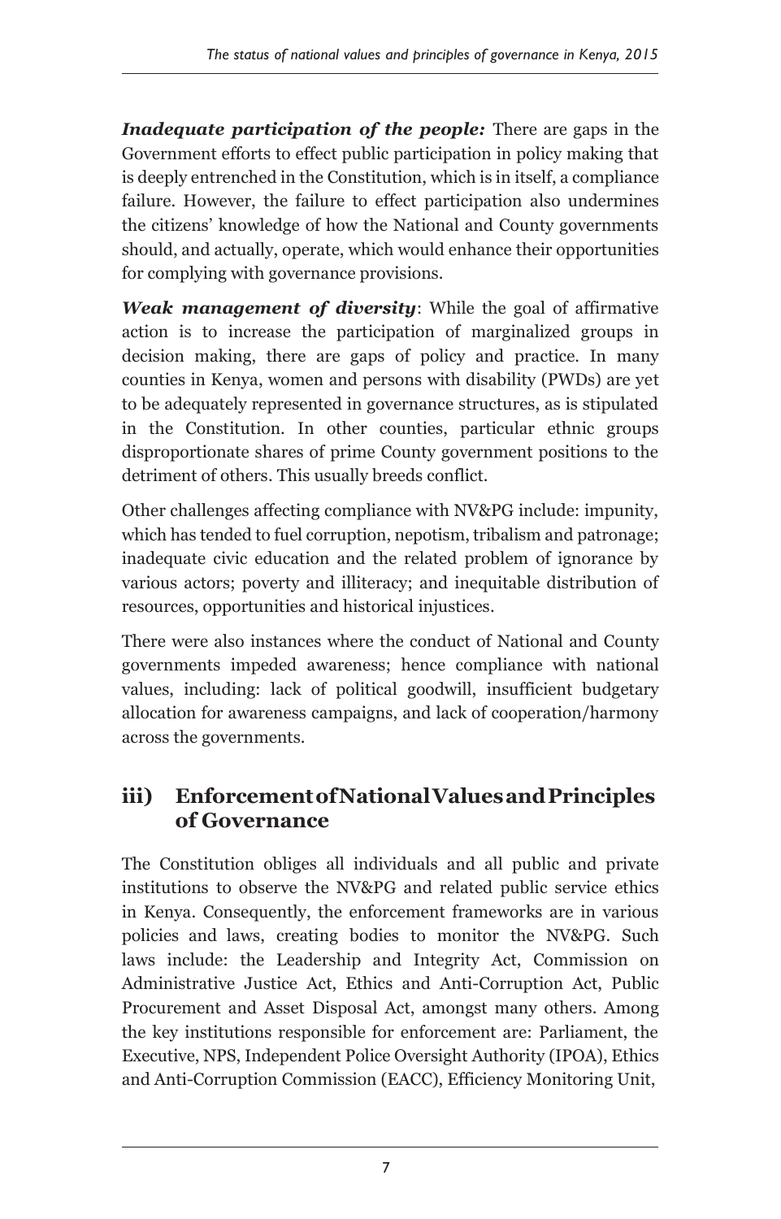***Inadequate participation of the people:*** There are gaps in the Government efforts to effect public participation in policy making that is deeply entrenched in the Constitution, which is in itself, a compliance failure. However, the failure to effect participation also undermines the citizens' knowledge of how the National and County governments should, and actually, operate, which would enhance their opportunities for complying with governance provisions.

***Weak management of diversity***: While the goal of affirmative action is to increase the participation of marginalized groups in decision making, there are gaps of policy and practice. In many counties in Kenya, women and persons with disability (PWDs) are yet to be adequately represented in governance structures, as is stipulated in the Constitution. In other counties, particular ethnic groups disproportionate shares of prime County government positions to the detriment of others. This usually breeds conflict.

Other challenges affecting compliance with NV&PG include: impunity, which has tended to fuel corruption, nepotism, tribalism and patronage; inadequate civic education and the related problem of ignorance by various actors; poverty and illiteracy; and inequitable distribution of resources, opportunities and historical injustices.

There were also instances where the conduct of National and County governments impeded awareness; hence compliance with national values, including: lack of political goodwill, insufficient budgetary allocation for awareness campaigns, and lack of cooperation/harmony across the governments.

## iii) Enforcement of National Values and Principles of Governance

The Constitution obliges all individuals and all public and private institutions to observe the NV&PG and related public service ethics in Kenya. Consequently, the enforcement frameworks are in various policies and laws, creating bodies to monitor the NV&PG. Such laws include: the Leadership and Integrity Act, Commission on Administrative Justice Act, Ethics and Anti-Corruption Act, Public Procurement and Asset Disposal Act, amongst many others. Among the key institutions responsible for enforcement are: Parliament, the Executive, NPS, Independent Police Oversight Authority (IPOA), Ethics and Anti-Corruption Commission (EACC), Efficiency Monitoring Unit,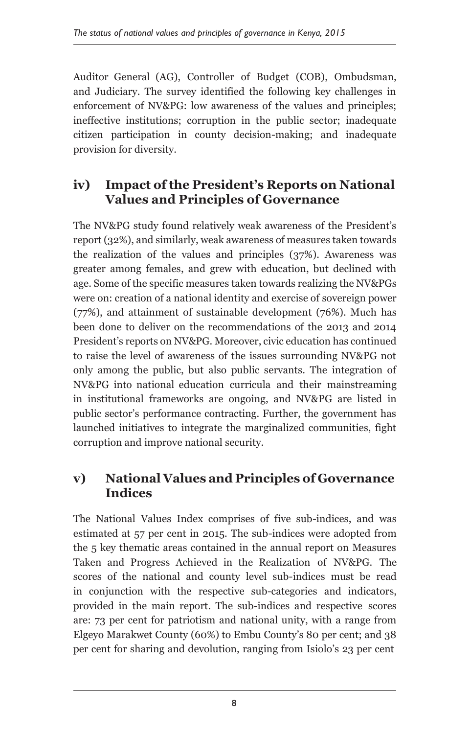Auditor General (AG), Controller of Budget (COB), Ombudsman, and Judiciary. The survey identified the following key challenges in enforcement of NV&PG: low awareness of the values and principles; ineffective institutions; corruption in the public sector; inadequate citizen participation in county decision-making; and inadequate provision for diversity.

## iv) Impact of the President's Reports on National Values and Principles of Governance

The NV&PG study found relatively weak awareness of the President's report (32%), and similarly, weak awareness of measures taken towards the realization of the values and principles (37%). Awareness was greater among females, and grew with education, but declined with age. Some of the specific measures taken towards realizing the NV&PGs were on: creation of a national identity and exercise of sovereign power (77%), and attainment of sustainable development (76%). Much has been done to deliver on the recommendations of the 2013 and 2014 President's reports on NV&PG. Moreover, civic education has continued to raise the level of awareness of the issues surrounding NV&PG not only among the public, but also public servants. The integration of NV&PG into national education curricula and their mainstreaming in institutional frameworks are ongoing, and NV&PG are listed in public sector's performance contracting. Further, the government has launched initiatives to integrate the marginalized communities, fight corruption and improve national security.

## v) National Values and Principles of Governance Indices

The National Values Index comprises of five sub-indices, and was estimated at 57 per cent in 2015. The sub-indices were adopted from the 5 key thematic areas contained in the annual report on Measures Taken and Progress Achieved in the Realization of NV&PG. The scores of the national and county level sub-indices must be read in conjunction with the respective sub-categories and indicators, provided in the main report. The sub-indices and respective scores are: 73 per cent for patriotism and national unity, with a range from Elgeyo Marakwet County (60%) to Embu County's 80 per cent; and 38 per cent for sharing and devolution, ranging from Isiolo's 23 per cent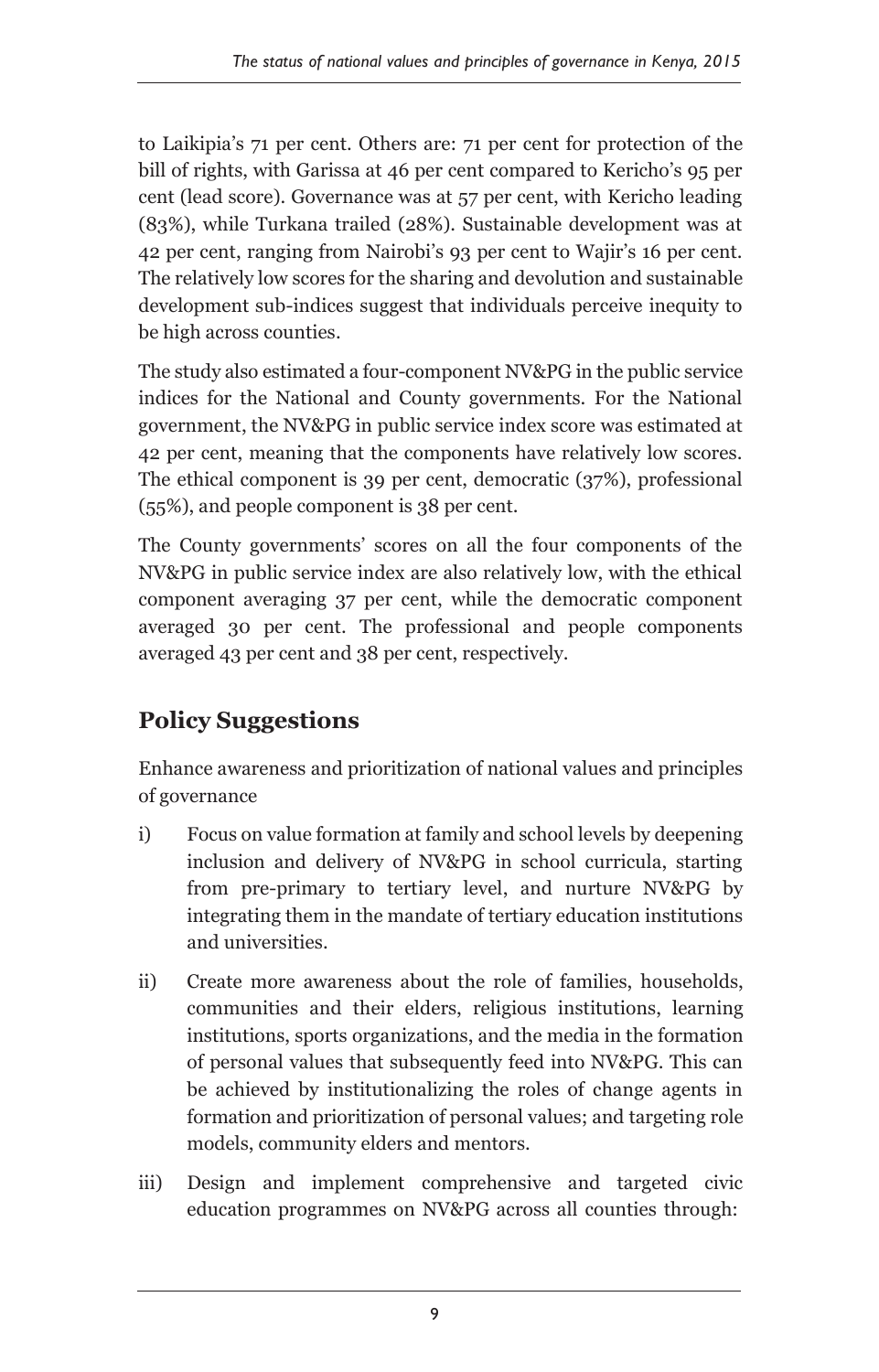to Laikipia's 71 per cent. Others are: 71 per cent for protection of the bill of rights, with Garissa at 46 per cent compared to Kericho's 95 per cent (lead score). Governance was at 57 per cent, with Kericho leading (83%), while Turkana trailed (28%). Sustainable development was at 42 per cent, ranging from Nairobi's 93 per cent to Wajir's 16 per cent. The relatively low scores for the sharing and devolution and sustainable development sub-indices suggest that individuals perceive inequity to be high across counties.

The study also estimated a four-component NV&PG in the public service indices for the National and County governments. For the National government, the NV&PG in public service index score was estimated at 42 per cent, meaning that the components have relatively low scores. The ethical component is 39 per cent, democratic (37%), professional (55%), and people component is 38 per cent.

The County governments' scores on all the four components of the NV&PG in public service index are also relatively low, with the ethical component averaging 37 per cent, while the democratic component averaged 30 per cent. The professional and people components averaged 43 per cent and 38 per cent, respectively.

## Policy Suggestions

Enhance awareness and prioritization of national values and principles of governance

i) Focus on value formation at family and school levels by deepening inclusion and delivery of NV&PG in school curricula, starting from pre-primary to tertiary level, and nurture NV&PG by integrating them in the mandate of tertiary education institutions and universities.

ii) Create more awareness about the role of families, households, communities and their elders, religious institutions, learning institutions, sports organizations, and the media in the formation of personal values that subsequently feed into NV&PG. This can be achieved by institutionalizing the roles of change agents in formation and prioritization of personal values; and targeting role models, community elders and mentors.

iii) Design and implement comprehensive and targeted civic education programmes on NV&PG across all counties through: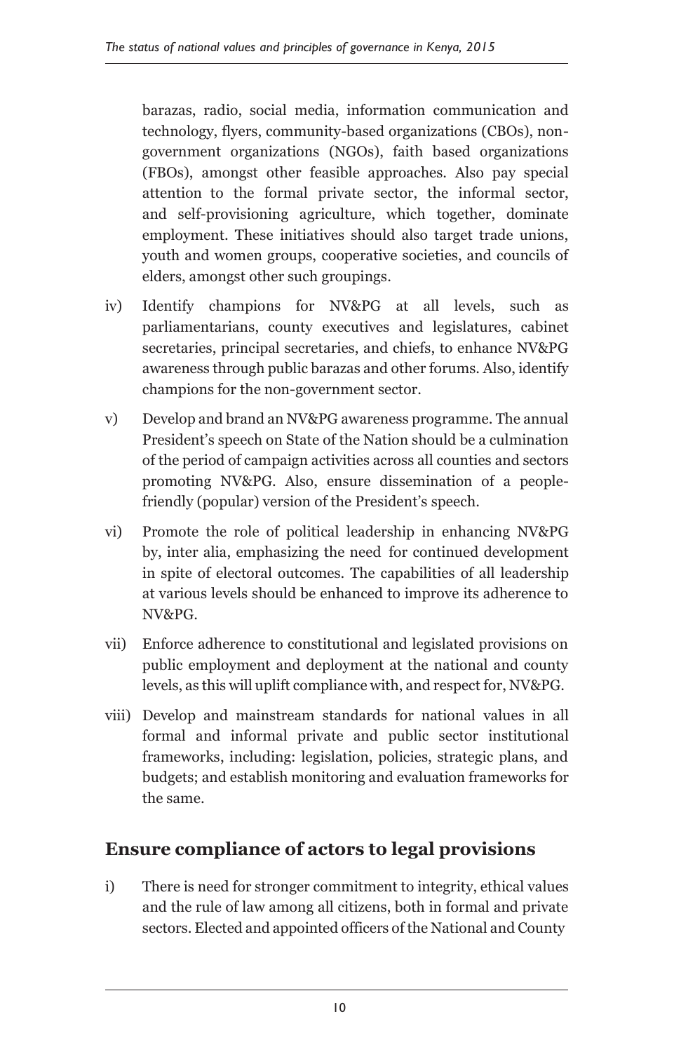barazas, radio, social media, information communication and technology, flyers, community-based organizations (CBOs), non-government organizations (NGOs), faith based organizations (FBOs), amongst other feasible approaches. Also pay special attention to the formal private sector, the informal sector, and self-provisioning agriculture, which together, dominate employment. These initiatives should also target trade unions, youth and women groups, cooperative societies, and councils of elders, amongst other such groupings.

iv) Identify champions for NV&PG at all levels, such as parliamentarians, county executives and legislatures, cabinet secretaries, principal secretaries, and chiefs, to enhance NV&PG awareness through public barazas and other forums. Also, identify champions for the non-government sector.

v) Develop and brand an NV&PG awareness programme. The annual President's speech on State of the Nation should be a culmination of the period of campaign activities across all counties and sectors promoting NV&PG. Also, ensure dissemination of a people-friendly (popular) version of the President's speech.

vi) Promote the role of political leadership in enhancing NV&PG by, inter alia, emphasizing the need for continued development in spite of electoral outcomes. The capabilities of all leadership at various levels should be enhanced to improve its adherence to NV&PG.

vii) Enforce adherence to constitutional and legislated provisions on public employment and deployment at the national and county levels, as this will uplift compliance with, and respect for, NV&PG.

viii) Develop and mainstream standards for national values in all formal and informal private and public sector institutional frameworks, including: legislation, policies, strategic plans, and budgets; and establish monitoring and evaluation frameworks for the same.

## Ensure compliance of actors to legal provisions

i) There is need for stronger commitment to integrity, ethical values and the rule of law among all citizens, both in formal and private sectors. Elected and appointed officers of the National and County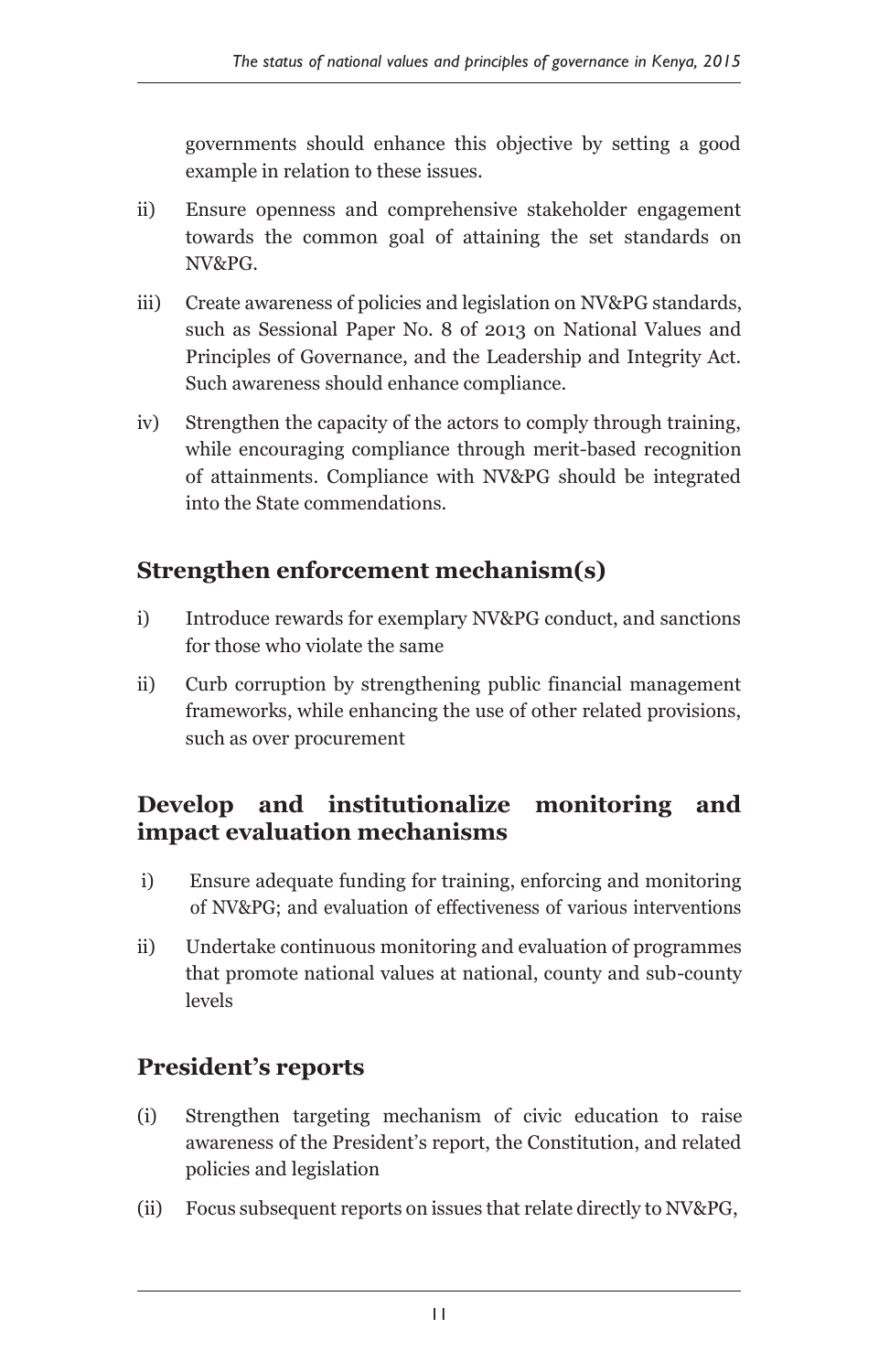governments should enhance this objective by setting a good example in relation to these issues.

ii) Ensure openness and comprehensive stakeholder engagement towards the common goal of attaining the set standards on NV&PG.

iii) Create awareness of policies and legislation on NV&PG standards, such as Sessional Paper No. 8 of 2013 on National Values and Principles of Governance, and the Leadership and Integrity Act. Such awareness should enhance compliance.

iv) Strengthen the capacity of the actors to comply through training, while encouraging compliance through merit-based recognition of attainments. Compliance with NV&PG should be integrated into the State commendations.

## Strengthen enforcement mechanism(s)

i) Introduce rewards for exemplary NV&PG conduct, and sanctions for those who violate the same

ii) Curb corruption by strengthening public financial management frameworks, while enhancing the use of other related provisions, such as over procurement

## Develop and institutionalize monitoring and impact evaluation mechanisms

i) Ensure adequate funding for training, enforcing and monitoring of NV&PG; and evaluation of effectiveness of various interventions

ii) Undertake continuous monitoring and evaluation of programmes that promote national values at national, county and sub-county levels

## President's reports

(i) Strengthen targeting mechanism of civic education to raise awareness of the President's report, the Constitution, and related policies and legislation

(ii) Focus subsequent reports on issues that relate directly to NV&PG,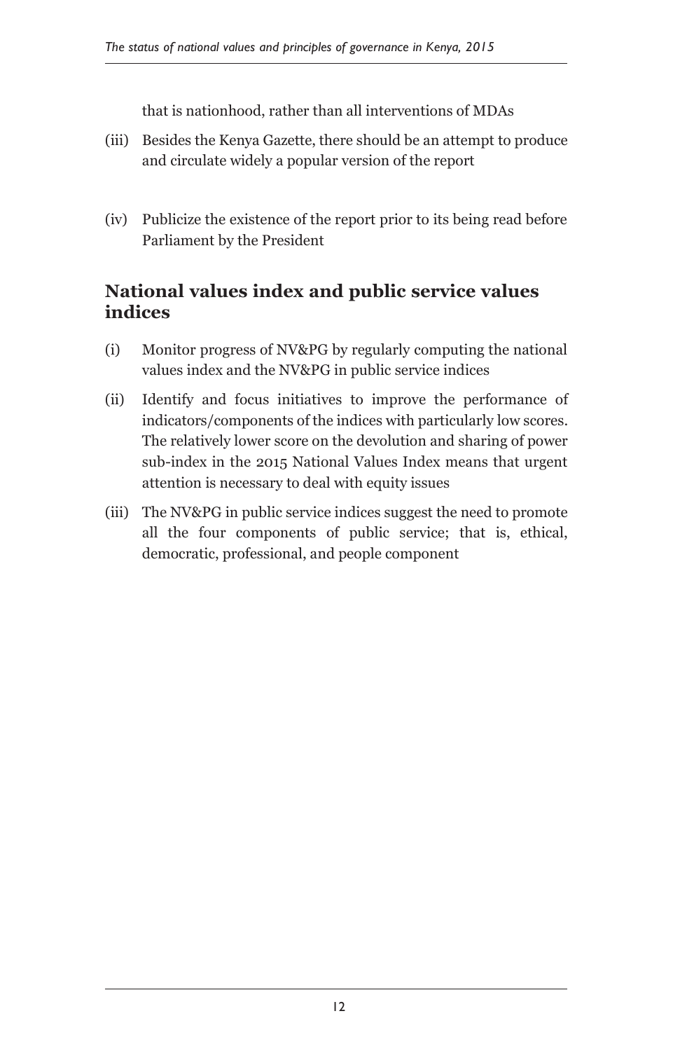that is nationhood, rather than all interventions of MDAs

(iii) Besides the Kenya Gazette, there should be an attempt to produce and circulate widely a popular version of the report

(iv) Publicize the existence of the report prior to its being read before Parliament by the President

## National values index and public service values indices

(i) Monitor progress of NV&PG by regularly computing the national values index and the NV&PG in public service indices

(ii) Identify and focus initiatives to improve the performance of indicators/components of the indices with particularly low scores. The relatively lower score on the devolution and sharing of power sub-index in the 2015 National Values Index means that urgent attention is necessary to deal with equity issues

(iii) The NV&PG in public service indices suggest the need to promote all the four components of public service; that is, ethical, democratic, professional, and people component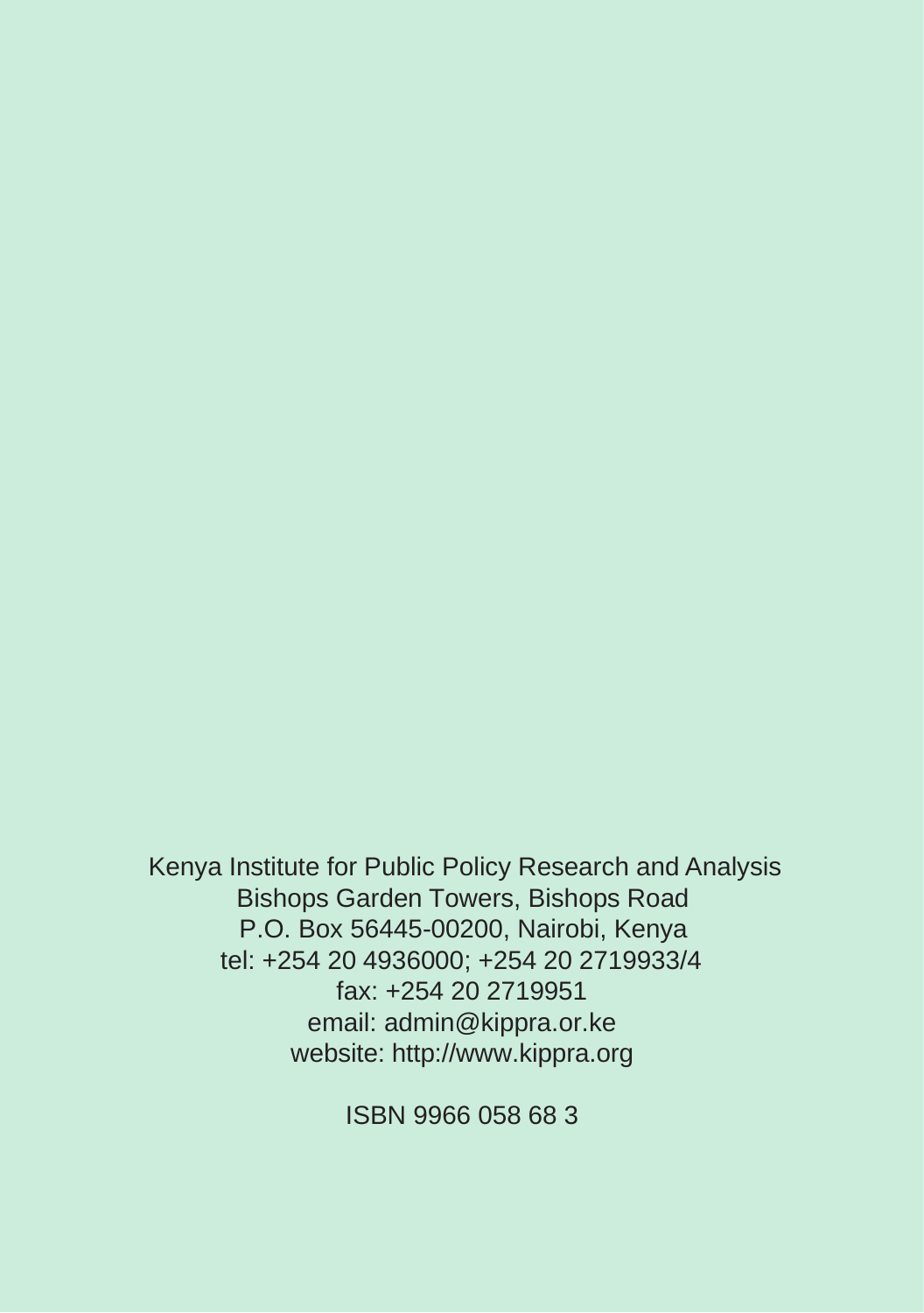Kenya Institute for Public Policy Research and Analysis
Bishops Garden Towers, Bishops Road
P.O. Box 56445-00200, Nairobi, Kenya
tel: +254 20 4936000; +254 20 2719933/4
fax: +254 20 2719951
email: admin@kippra.or.ke
website: http://www.kippra.org

ISBN 9966 058 68 3